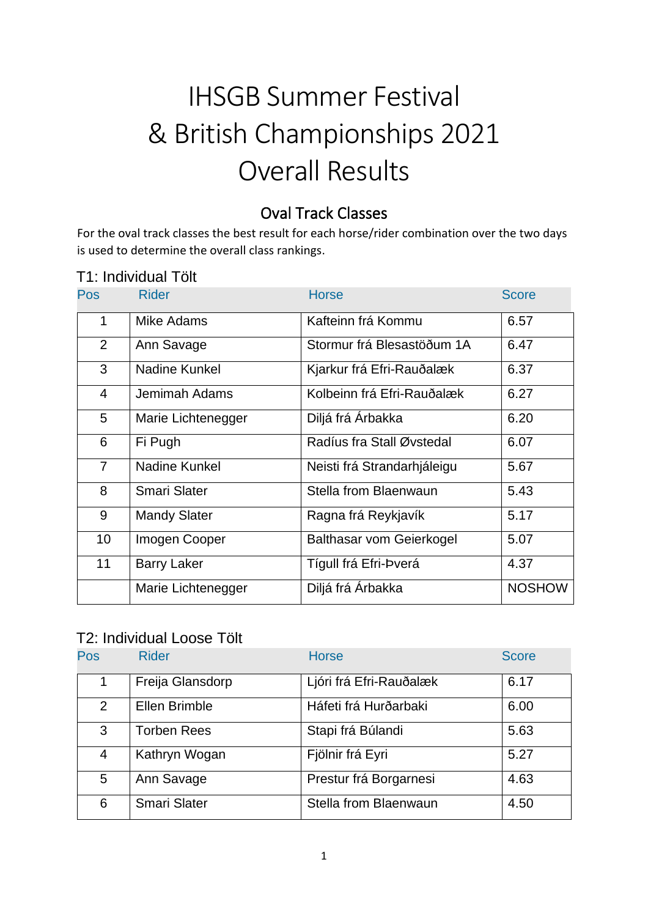# IHSGB Summer Festival & British Championships 2021 Overall Results

## Oval Track Classes

For the oval track classes the best result for each horse/rider combination over the two days is used to determine the overall class rankings.

### T1: Individual Tölt

| Pos | Rider | Horse | Score |
|---|---|---|---|
| 1 | Mike Adams | Kafteinn frá Kommu | 6.57 |
| 2 | Ann Savage | Stormur frá Blesastöðum 1A | 6.47 |
| 3 | Nadine Kunkel | Kjarkur frá Efri-Rauðalæk | 6.37 |
| 4 | Jemimah Adams | Kolbeinn frá Efri-Rauðalæk | 6.27 |
| 5 | Marie Lichtenegger | Diljá frá Árbakka | 6.20 |
| 6 | Fi Pugh | Radíus fra Stall Øvstedal | 6.07 |
| 7 | Nadine Kunkel | Neisti frá Strandarhjáleigu | 5.67 |
| 8 | Smari Slater | Stella from Blaenwaun | 5.43 |
| 9 | Mandy Slater | Ragna frá Reykjavík | 5.17 |
| 10 | Imogen Cooper | Balthasar vom Geierkogel | 5.07 |
| 11 | Barry Laker | Tígull frá Efri-Þverá | 4.37 |
| | Marie Lichtenegger | Diljá frá Árbakka | NOSHOW |

### T2: Individual Loose Tölt

| Pos | Rider | Horse | Score |
|---|---|---|---|
| 1 | Freija Glansdorp | Ljóri frá Efri-Rauðalæk | 6.17 |
| 2 | Ellen Brimble | Háfeti frá Hurðarbaki | 6.00 |
| 3 | Torben Rees | Stapi frá Búlandi | 5.63 |
| 4 | Kathryn Wogan | Fjölnir frá Eyri | 5.27 |
| 5 | Ann Savage | Prestur frá Borgarnesi | 4.63 |
| 6 | Smari Slater | Stella from Blaenwaun | 4.50 |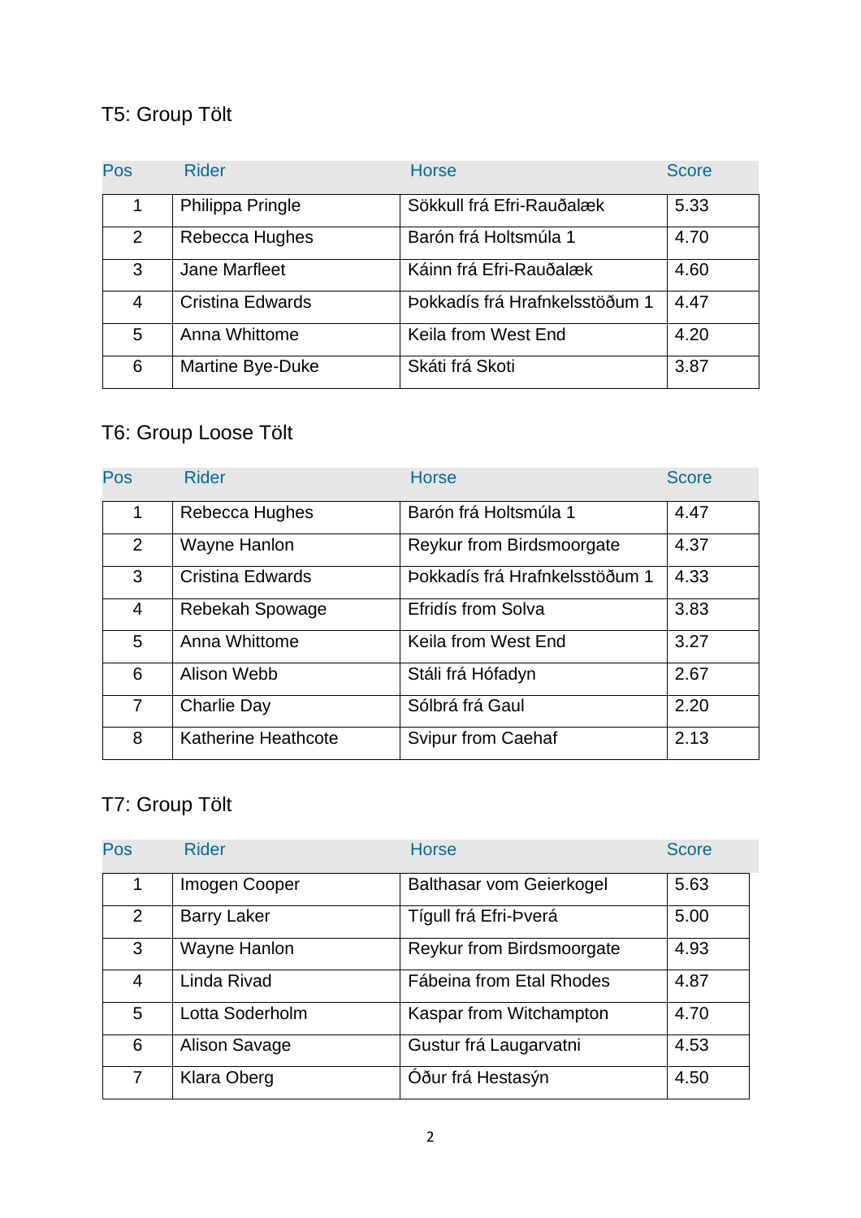## T5: Group Tölt

| Pos | Rider | Horse | Score |
|---|---|---|---|
| 1 | Philippa Pringle | Sökkull frá Efri-Rauðalæk | 5.33 |
| 2 | Rebecca Hughes | Barón frá Holtsmúla 1 | 4.70 |
| 3 | Jane Marfleet | Káinn frá Efri-Rauðalæk | 4.60 |
| 4 | Cristina Edwards | Þokkadís frá Hrafnkelsstöðum 1 | 4.47 |
| 5 | Anna Whittome | Keila from West End | 4.20 |
| 6 | Martine Bye-Duke | Skáti frá Skoti | 3.87 |

## T6: Group Loose Tölt

| Pos | Rider | Horse | Score |
|---|---|---|---|
| 1 | Rebecca Hughes | Barón frá Holtsmúla 1 | 4.47 |
| 2 | Wayne Hanlon | Reykur from Birdsmoorgate | 4.37 |
| 3 | Cristina Edwards | Þokkadís frá Hrafnkelsstöðum 1 | 4.33 |
| 4 | Rebekah Spowage | Efridís from Solva | 3.83 |
| 5 | Anna Whittome | Keila from West End | 3.27 |
| 6 | Alison Webb | Stáli frá Hófadyn | 2.67 |
| 7 | Charlie Day | Sólbrá frá Gaul | 2.20 |
| 8 | Katherine Heathcote | Svipur from Caehaf | 2.13 |

## T7: Group Tölt

| Pos | Rider | Horse | Score |
|---|---|---|---|
| 1 | Imogen Cooper | Balthasar vom Geierkogel | 5.63 |
| 2 | Barry Laker | Tígull frá Efri-Þverá | 5.00 |
| 3 | Wayne Hanlon | Reykur from Birdsmoorgate | 4.93 |
| 4 | Linda Rivad | Fábeina from Etal Rhodes | 4.87 |
| 5 | Lotta Soderholm | Kaspar from Witchampton | 4.70 |
| 6 | Alison Savage | Gustur frá Laugarvatni | 4.53 |
| 7 | Klara Oberg | Óður frá Hestasýn | 4.50 |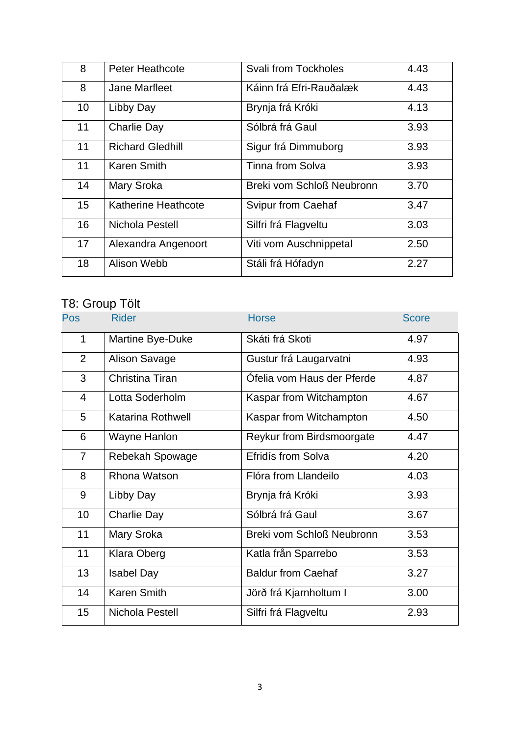| 8 | Peter Heathcote | Svali from Tockholes | 4.43 |
|---|---|---|---|
| 8 | Jane Marfleet | Káinn frá Efri-Rauðalæk | 4.43 |
| 10 | Libby Day | Brynja frá Króki | 4.13 |
| 11 | Charlie Day | Sólbrá frá Gaul | 3.93 |
| 11 | Richard Gledhill | Sigur frá Dimmuborg | 3.93 |
| 11 | Karen Smith | Tinna from Solva | 3.93 |
| 14 | Mary Sroka | Breki vom Schloß Neubronn | 3.70 |
| 15 | Katherine Heathcote | Svipur from Caehaf | 3.47 |
| 16 | Nichola Pestell | Silfri frá Flagveltu | 3.03 |
| 17 | Alexandra Angenoort | Viti vom Auschnippetal | 2.50 |
| 18 | Alison Webb | Stáli frá Hófadyn | 2.27 |

## T8: Group Tölt

| Pos | Rider | Horse | Score |
|---|---|---|---|
| 1 | Martine Bye-Duke | Skáti frá Skoti | 4.97 |
| 2 | Alison Savage | Gustur frá Laugarvatni | 4.93 |
| 3 | Christina Tiran | Ófelia vom Haus der Pferde | 4.87 |
| 4 | Lotta Soderholm | Kaspar from Witchampton | 4.67 |
| 5 | Katarina Rothwell | Kaspar from Witchampton | 4.50 |
| 6 | Wayne Hanlon | Reykur from Birdsmoorgate | 4.47 |
| 7 | Rebekah Spowage | Efridís from Solva | 4.20 |
| 8 | Rhona Watson | Flóra from Llandeilo | 4.03 |
| 9 | Libby Day | Brynja frá Króki | 3.93 |
| 10 | Charlie Day | Sólbrá frá Gaul | 3.67 |
| 11 | Mary Sroka | Breki vom Schloß Neubronn | 3.53 |
| 11 | Klara Oberg | Katla från Sparrebo | 3.53 |
| 13 | Isabel Day | Baldur from Caehaf | 3.27 |
| 14 | Karen Smith | Jörð frá Kjarnholtum I | 3.00 |
| 15 | Nichola Pestell | Silfri frá Flagveltu | 2.93 |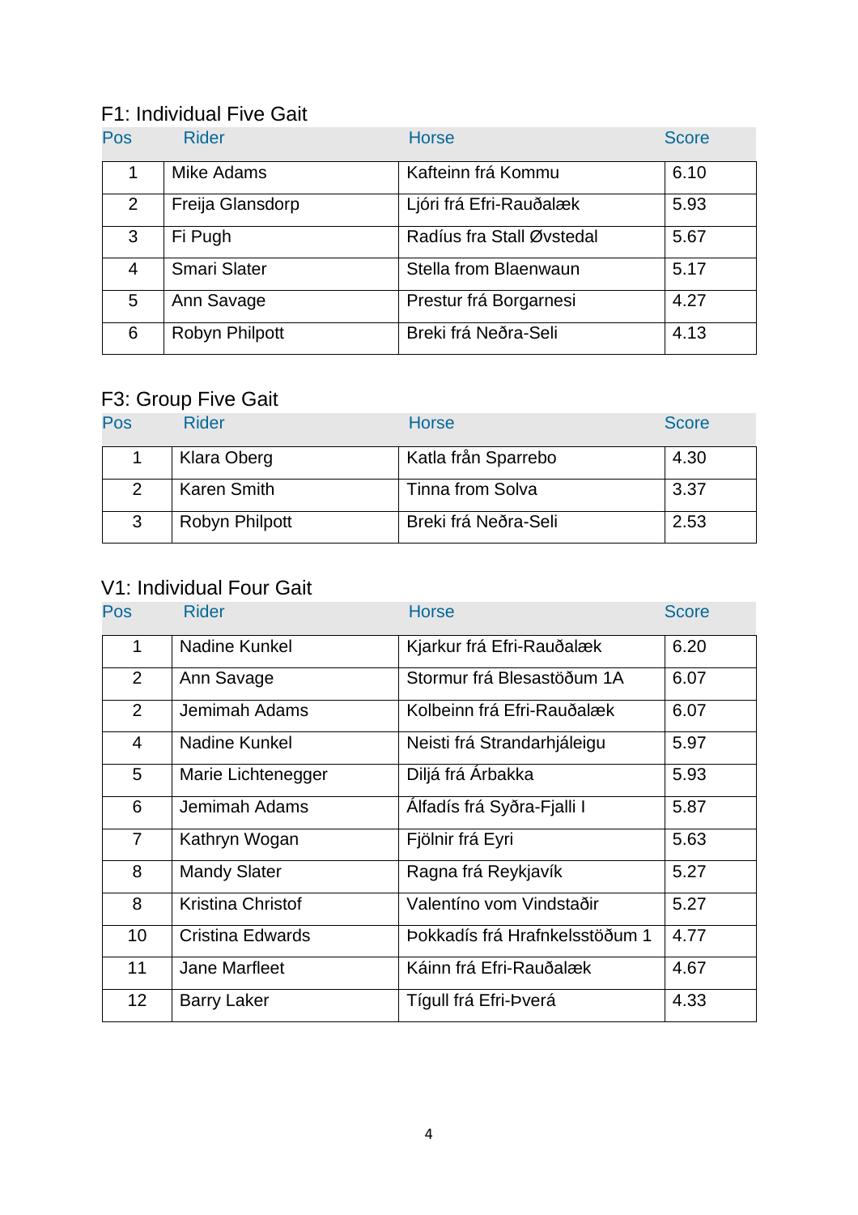## F1: Individual Five Gait

| Pos | Rider | Horse | Score |
|---|---|---|---|
| 1 | Mike Adams | Kafteinn frá Kommu | 6.10 |
| 2 | Freija Glansdorp | Ljóri frá Efri-Rauðalæk | 5.93 |
| 3 | Fi Pugh | Radíus fra Stall Øvstedal | 5.67 |
| 4 | Smari Slater | Stella from Blaenwaun | 5.17 |
| 5 | Ann Savage | Prestur frá Borgarnesi | 4.27 |
| 6 | Robyn Philpott | Breki frá Neðra-Seli | 4.13 |

## F3: Group Five Gait

| Pos | Rider | Horse | Score |
|---|---|---|---|
| 1 | Klara Oberg | Katla från Sparrebo | 4.30 |
| 2 | Karen Smith | Tinna from Solva | 3.37 |
| 3 | Robyn Philpott | Breki frá Neðra-Seli | 2.53 |

## V1: Individual Four Gait

| Pos | Rider | Horse | Score |
|---|---|---|---|
| 1 | Nadine Kunkel | Kjarkur frá Efri-Rauðalæk | 6.20 |
| 2 | Ann Savage | Stormur frá Blesastöðum 1A | 6.07 |
| 2 | Jemimah Adams | Kolbeinn frá Efri-Rauðalæk | 6.07 |
| 4 | Nadine Kunkel | Neisti frá Strandarhjáleigu | 5.97 |
| 5 | Marie Lichtenegger | Diljá frá Árbakka | 5.93 |
| 6 | Jemimah Adams | Álfadís frá Syðra-Fjalli I | 5.87 |
| 7 | Kathryn Wogan | Fjölnir frá Eyri | 5.63 |
| 8 | Mandy Slater | Ragna frá Reykjavík | 5.27 |
| 8 | Kristina Christof | Valentíno vom Vindstaðir | 5.27 |
| 10 | Cristina Edwards | Þokkadís frá Hrafnkelsstöðum 1 | 4.77 |
| 11 | Jane Marfleet | Káinn frá Efri-Rauðalæk | 4.67 |
| 12 | Barry Laker | Tígull frá Efri-Þverá | 4.33 |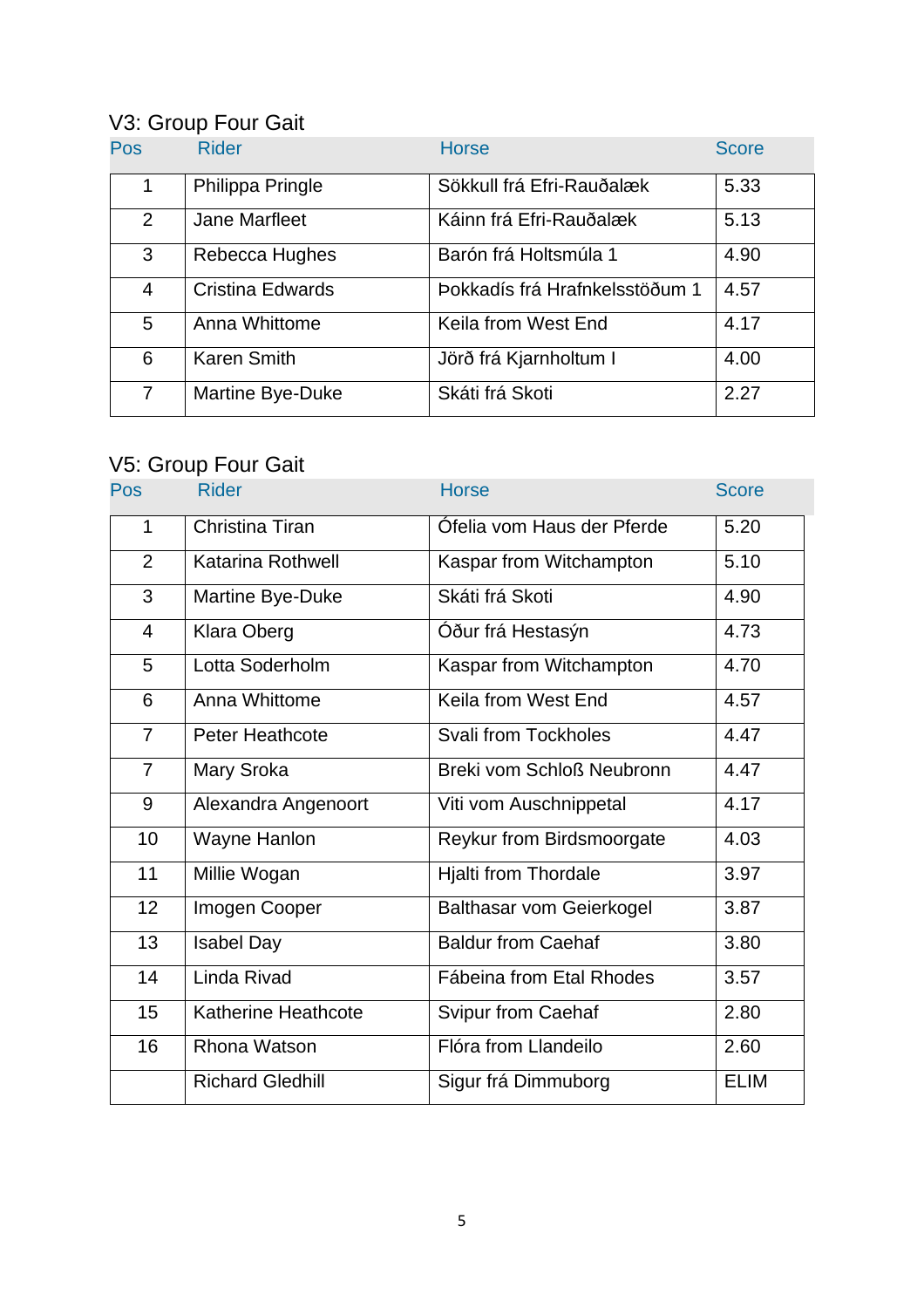## V3: Group Four Gait

| Pos | Rider | Horse | Score |
|---|---|---|---|
| 1 | Philippa Pringle | Sökkull frá Efri-Rauðalæk | 5.33 |
| 2 | Jane Marfleet | Káinn frá Efri-Rauðalæk | 5.13 |
| 3 | Rebecca Hughes | Barón frá Holtsmúla 1 | 4.90 |
| 4 | Cristina Edwards | Þokkadís frá Hrafnkelsstöðum 1 | 4.57 |
| 5 | Anna Whittome | Keila from West End | 4.17 |
| 6 | Karen Smith | Jörð frá Kjarnholtum I | 4.00 |
| 7 | Martine Bye-Duke | Skáti frá Skoti | 2.27 |

## V5: Group Four Gait

| Pos | Rider | Horse | Score |
|---|---|---|---|
| 1 | Christina Tiran | Ófelia vom Haus der Pferde | 5.20 |
| 2 | Katarina Rothwell | Kaspar from Witchampton | 5.10 |
| 3 | Martine Bye-Duke | Skáti frá Skoti | 4.90 |
| 4 | Klara Oberg | Óður frá Hestasýn | 4.73 |
| 5 | Lotta Soderholm | Kaspar from Witchampton | 4.70 |
| 6 | Anna Whittome | Keila from West End | 4.57 |
| 7 | Peter Heathcote | Svali from Tockholes | 4.47 |
| 7 | Mary Sroka | Breki vom Schloß Neubronn | 4.47 |
| 9 | Alexandra Angenoort | Viti vom Auschnippetal | 4.17 |
| 10 | Wayne Hanlon | Reykur from Birdsmoorgate | 4.03 |
| 11 | Millie Wogan | Hjalti from Thordale | 3.97 |
| 12 | Imogen Cooper | Balthasar vom Geierkogel | 3.87 |
| 13 | Isabel Day | Baldur from Caehaf | 3.80 |
| 14 | Linda Rivad | Fábeina from Etal Rhodes | 3.57 |
| 15 | Katherine Heathcote | Svipur from Caehaf | 2.80 |
| 16 | Rhona Watson | Flóra from Llandeilo | 2.60 |
| | Richard Gledhill | Sigur frá Dimmuborg | ELIM |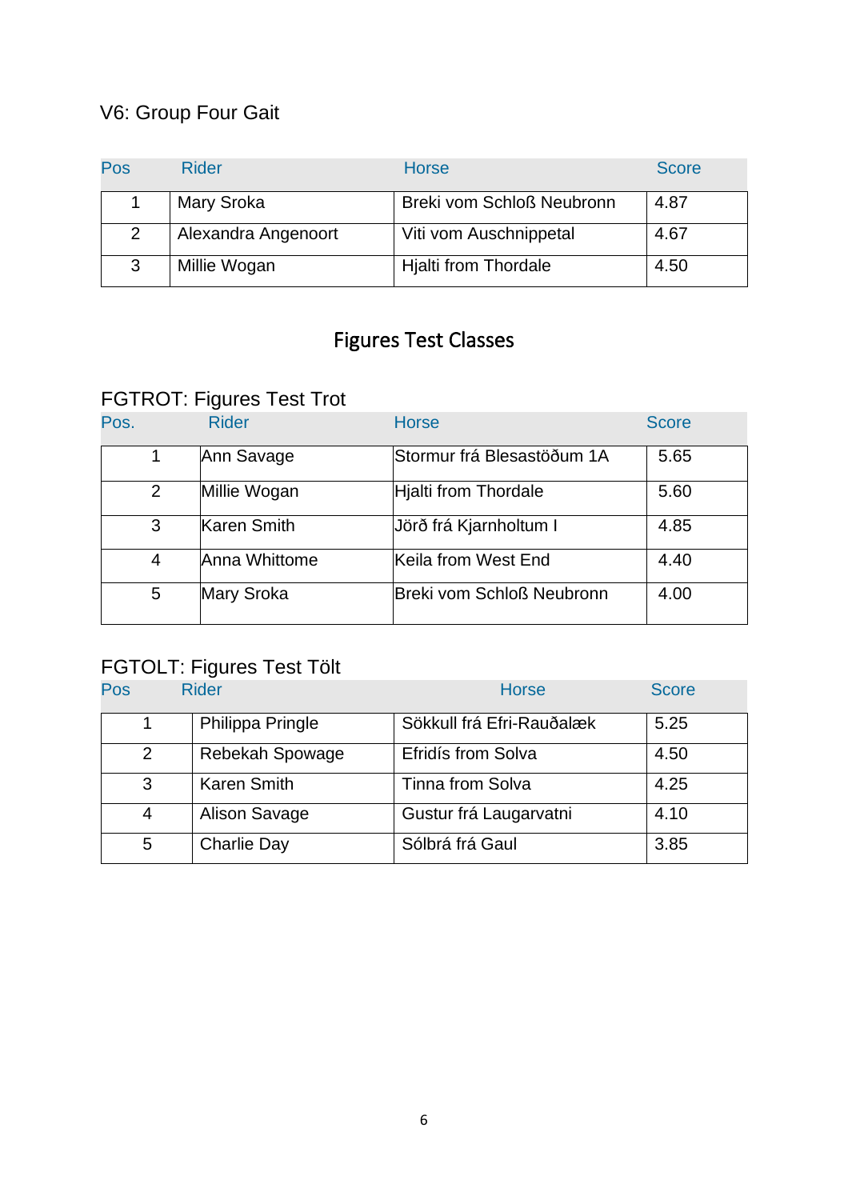### V6: Group Four Gait

| Pos | Rider | Horse | Score |
|---|---|---|---|
| 1 | Mary Sroka | Breki vom Schloß Neubronn | 4.87 |
| 2 | Alexandra Angenoort | Viti vom Auschnippetal | 4.67 |
| 3 | Millie Wogan | Hjalti from Thordale | 4.50 |

## Figures Test Classes

### FGTROT: Figures Test Trot

| Pos. | Rider | Horse | Score |
|---|---|---|---|
| 1 | Ann Savage | Stormur frá Blesastöðum 1A | 5.65 |
| 2 | Millie Wogan | Hjalti from Thordale | 5.60 |
| 3 | Karen Smith | Jörð frá Kjarnholtum I | 4.85 |
| 4 | Anna Whittome | Keila from West End | 4.40 |
| 5 | Mary Sroka | Breki vom Schloß Neubronn | 4.00 |

### FGTOLT: Figures Test Tölt

| Pos | Rider | Horse | Score |
|---|---|---|---|
| 1 | Philippa Pringle | Sökkull frá Efri-Rauðalæk | 5.25 |
| 2 | Rebekah Spowage | Efridís from Solva | 4.50 |
| 3 | Karen Smith | Tinna from Solva | 4.25 |
| 4 | Alison Savage | Gustur frá Laugarvatni | 4.10 |
| 5 | Charlie Day | Sólbrá frá Gaul | 3.85 |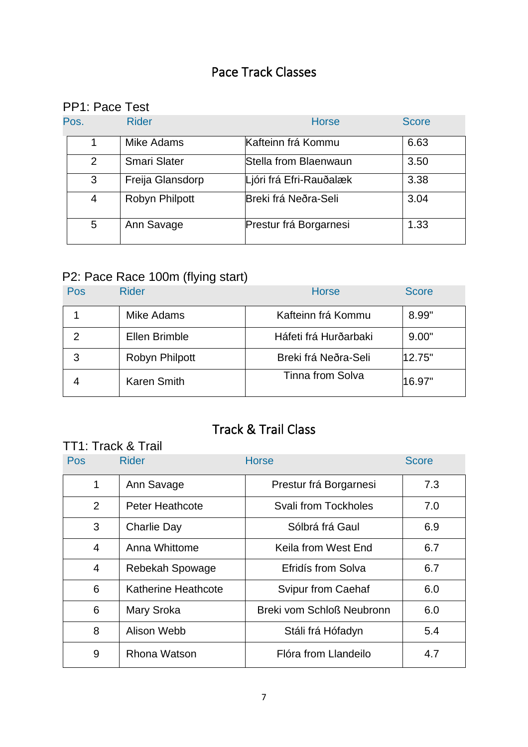# Pace Track Classes

## PP1: Pace Test

| Pos. | Rider | Horse | Score |
|---|---|---|---|
| 1 | Mike Adams | Kafteinn frá Kommu | 6.63 |
| 2 | Smari Slater | Stella from Blaenwaun | 3.50 |
| 3 | Freija Glansdorp | Ljóri frá Efri-Rauðalæk | 3.38 |
| 4 | Robyn Philpott | Breki frá Neðra-Seli | 3.04 |
| 5 | Ann Savage | Prestur frá Borgarnesi | 1.33 |

## P2: Pace Race 100m (flying start)

| Pos | Rider | Horse | Score |
|---|---|---|---|
| 1 | Mike Adams | Kafteinn frá Kommu | 8.99" |
| 2 | Ellen Brimble | Háfeti frá Hurðarbaki | 9.00" |
| 3 | Robyn Philpott | Breki frá Neðra-Seli | 12.75" |
| 4 | Karen Smith | Tinna from Solva | 16.97" |

# Track & Trail Class

## TT1: Track & Trail

| Pos | Rider | Horse | Score |
|---|---|---|---|
| 1 | Ann Savage | Prestur frá Borgarnesi | 7.3 |
| 2 | Peter Heathcote | Svali from Tockholes | 7.0 |
| 3 | Charlie Day | Sólbrá frá Gaul | 6.9 |
| 4 | Anna Whittome | Keila from West End | 6.7 |
| 4 | Rebekah Spowage | Efridís from Solva | 6.7 |
| 6 | Katherine Heathcote | Svipur from Caehaf | 6.0 |
| 6 | Mary Sroka | Breki vom Schloß Neubronn | 6.0 |
| 8 | Alison Webb | Stáli frá Hófadyn | 5.4 |
| 9 | Rhona Watson | Flóra from Llandeilo | 4.7 |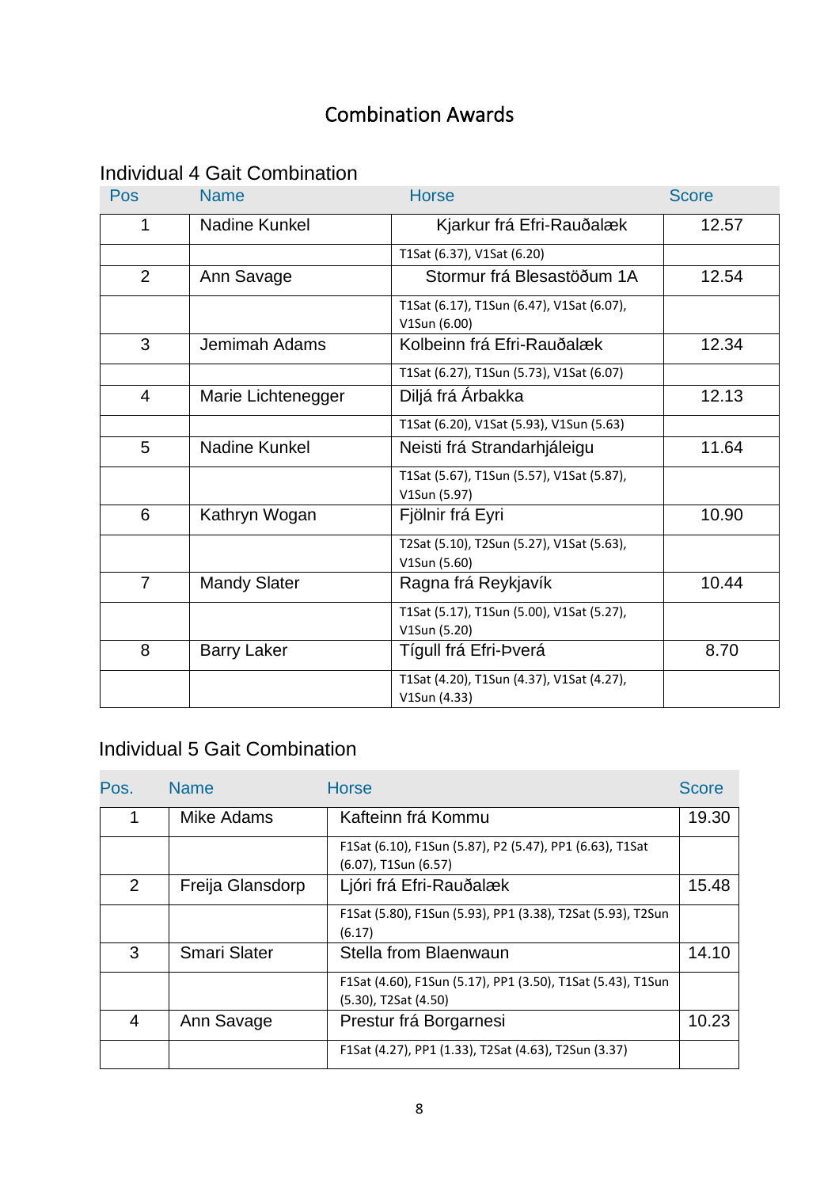# Combination Awards

## Individual 4 Gait Combination

| Pos | Name | Horse | Score |
|---|---|---|---|
| 1 | Nadine Kunkel | Kjarkur frá Efri-Rauðalæk | 12.57 |
| | | T1Sat (6.37), V1Sat (6.20) | |
| 2 | Ann Savage | Stormur frá Blesastöðum 1A | 12.54 |
| | | T1Sat (6.17), T1Sun (6.47), V1Sat (6.07), V1Sun (6.00) | |
| 3 | Jemimah Adams | Kolbeinn frá Efri-Rauðalæk | 12.34 |
| | | T1Sat (6.27), T1Sun (5.73), V1Sat (6.07) | |
| 4 | Marie Lichtenegger | Diljá frá Árbakka | 12.13 |
| | | T1Sat (6.20), V1Sat (5.93), V1Sun (5.63) | |
| 5 | Nadine Kunkel | Neisti frá Strandarhjáleigu | 11.64 |
| | | T1Sat (5.67), T1Sun (5.57), V1Sat (5.87), V1Sun (5.97) | |
| 6 | Kathryn Wogan | Fjölnir frá Eyri | 10.90 |
| | | T2Sat (5.10), T2Sun (5.27), V1Sat (5.63), V1Sun (5.60) | |
| 7 | Mandy Slater | Ragna frá Reykjavík | 10.44 |
| | | T1Sat (5.17), T1Sun (5.00), V1Sat (5.27), V1Sun (5.20) | |
| 8 | Barry Laker | Tígull frá Efri-Þverá | 8.70 |
| | | T1Sat (4.20), T1Sun (4.37), V1Sat (4.27), V1Sun (4.33) | |

## Individual 5 Gait Combination

| Pos. | Name | Horse | Score |
|---|---|---|---|
| 1 | Mike Adams | Kafteinn frá Kommu | 19.30 |
| | | F1Sat (6.10), F1Sun (5.87), P2 (5.47), PP1 (6.63), T1Sat (6.07), T1Sun (6.57) | |
| 2 | Freija Glansdorp | Ljóri frá Efri-Rauðalæk | 15.48 |
| | | F1Sat (5.80), F1Sun (5.93), PP1 (3.38), T2Sat (5.93), T2Sun (6.17) | |
| 3 | Smari Slater | Stella from Blaenwaun | 14.10 |
| | | F1Sat (4.60), F1Sun (5.17), PP1 (3.50), T1Sat (5.43), T1Sun (5.30), T2Sat (4.50) | |
| 4 | Ann Savage | Prestur frá Borgarnesi | 10.23 |
| | | F1Sat (4.27), PP1 (1.33), T2Sat (4.63), T2Sun (3.37) | |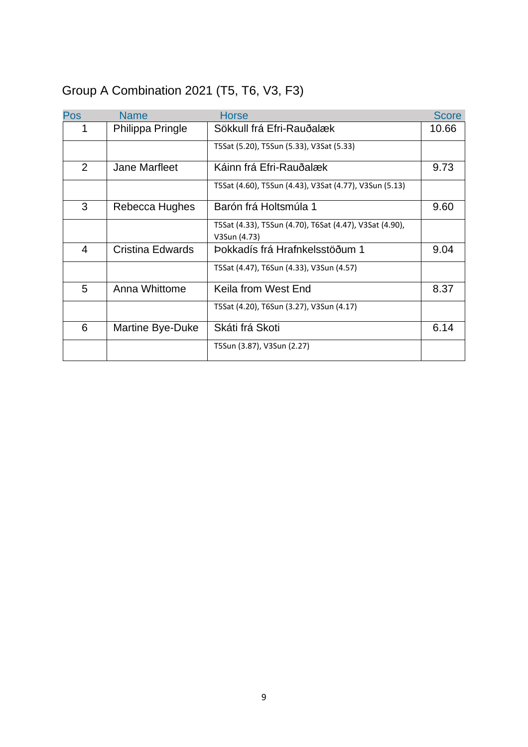## Group A Combination 2021 (T5, T6, V3, F3)

| Pos | Name | Horse | Score |
|---|---|---|---|
| 1 | Philippa Pringle | Sökkull frá Efri-Rauðalæk | 10.66 |
| | | T5Sat (5.20), T5Sun (5.33), V3Sat (5.33) | |
| 2 | Jane Marfleet | Káinn frá Efri-Rauðalæk | 9.73 |
| | | T5Sat (4.60), T5Sun (4.43), V3Sat (4.77), V3Sun (5.13) | |
| 3 | Rebecca Hughes | Barón frá Holtsmúla 1 | 9.60 |
| | | T5Sat (4.33), T5Sun (4.70), T6Sat (4.47), V3Sat (4.90), V3Sun (4.73) | |
| 4 | Cristina Edwards | Þokkadís frá Hrafnkelsstöðum 1 | 9.04 |
| | | T5Sat (4.47), T6Sun (4.33), V3Sun (4.57) | |
| 5 | Anna Whittome | Keila from West End | 8.37 |
| | | T5Sat (4.20), T6Sun (3.27), V3Sun (4.17) | |
| 6 | Martine Bye-Duke | Skáti frá Skoti | 6.14 |
| | | T5Sun (3.87), V3Sun (2.27) | |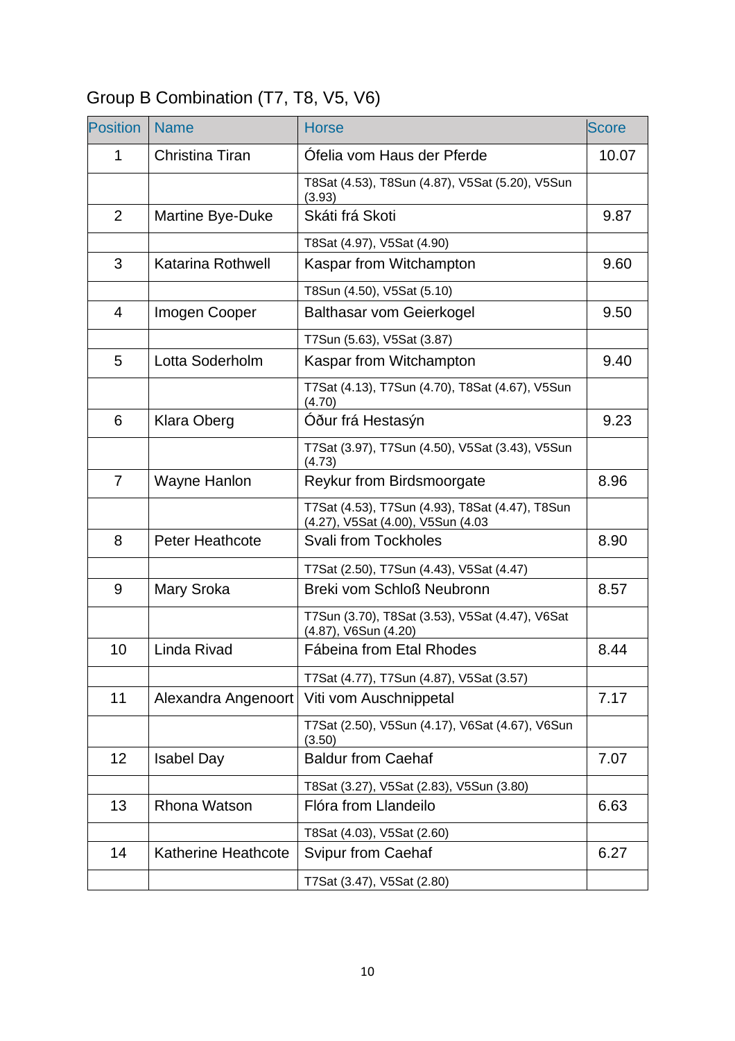## Group B Combination (T7, T8, V5, V6)

| Position | Name | Horse | Score |
|---|---|---|---|
| 1 | Christina Tiran | Ófelia vom Haus der Pferde | 10.07 |
| | | T8Sat (4.53), T8Sun (4.87), V5Sat (5.20), V5Sun (3.93) | |
| 2 | Martine Bye-Duke | Skáti frá Skoti | 9.87 |
| | | T8Sat (4.97), V5Sat (4.90) | |
| 3 | Katarina Rothwell | Kaspar from Witchampton | 9.60 |
| | | T8Sun (4.50), V5Sat (5.10) | |
| 4 | Imogen Cooper | Balthasar vom Geierkogel | 9.50 |
| | | T7Sun (5.63), V5Sat (3.87) | |
| 5 | Lotta Soderholm | Kaspar from Witchampton | 9.40 |
| | | T7Sat (4.13), T7Sun (4.70), T8Sat (4.67), V5Sun (4.70) | |
| 6 | Klara Oberg | Óður frá Hestasýn | 9.23 |
| | | T7Sat (3.97), T7Sun (4.50), V5Sat (3.43), V5Sun (4.73) | |
| 7 | Wayne Hanlon | Reykur from Birdsmoorgate | 8.96 |
| | | T7Sat (4.53), T7Sun (4.93), T8Sat (4.47), T8Sun (4.27), V5Sat (4.00), V5Sun (4.03 | |
| 8 | Peter Heathcote | Svali from Tockholes | 8.90 |
| | | T7Sat (2.50), T7Sun (4.43), V5Sat (4.47) | |
| 9 | Mary Sroka | Breki vom Schloß Neubronn | 8.57 |
| | | T7Sun (3.70), T8Sat (3.53), V5Sat (4.47), V6Sat (4.87), V6Sun (4.20) | |
| 10 | Linda Rivad | Fábeina from Etal Rhodes | 8.44 |
| | | T7Sat (4.77), T7Sun (4.87), V5Sat (3.57) | |
| 11 | Alexandra Angenoort | Viti vom Auschnippetal | 7.17 |
| | | T7Sat (2.50), V5Sun (4.17), V6Sat (4.67), V6Sun (3.50) | |
| 12 | Isabel Day | Baldur from Caehaf | 7.07 |
| | | T8Sat (3.27), V5Sat (2.83), V5Sun (3.80) | |
| 13 | Rhona Watson | Flóra from Llandeilo | 6.63 |
| | | T8Sat (4.03), V5Sat (2.60) | |
| 14 | Katherine Heathcote | Svipur from Caehaf | 6.27 |
| | | T7Sat (3.47), V5Sat (2.80) | |